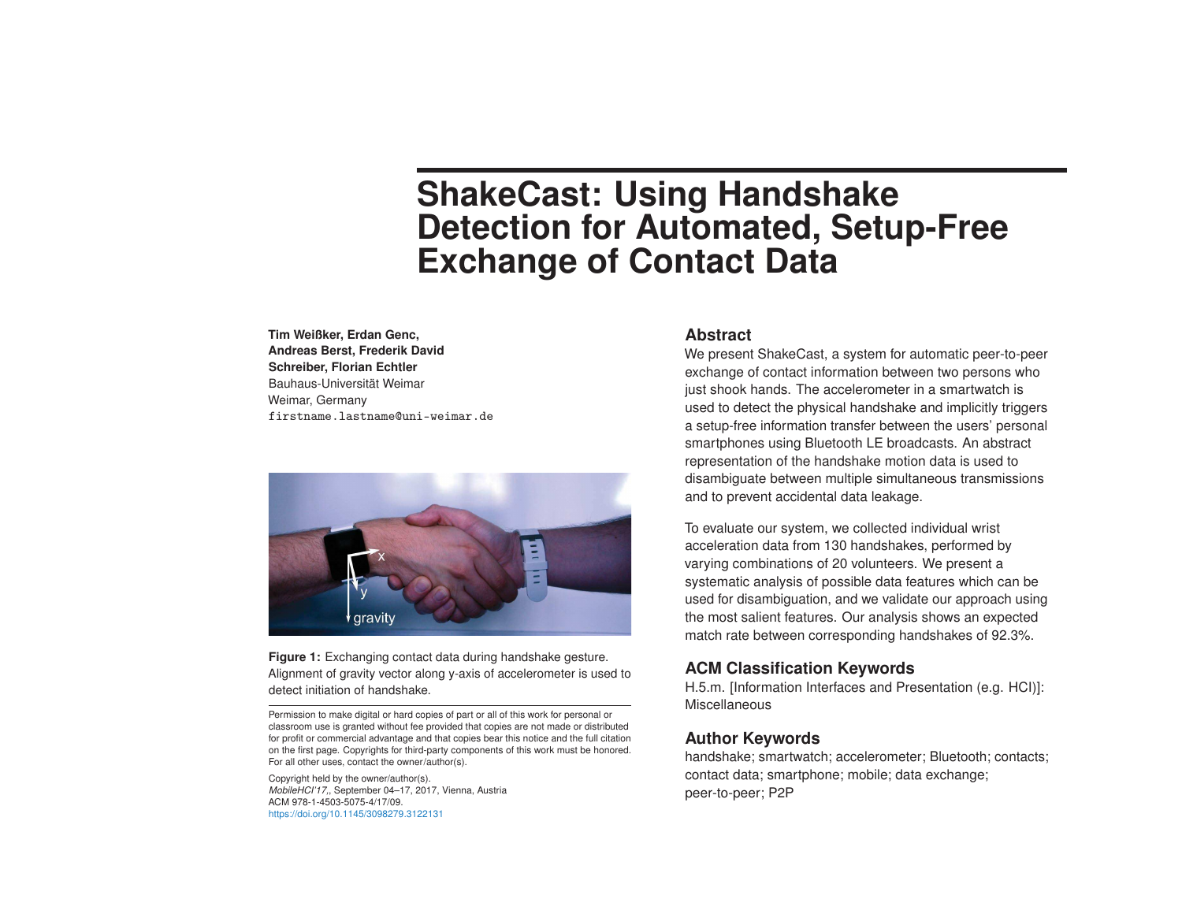# ShakeCast: Using Handshake Detection for Automated, Setup-Free Exchange of Contact Data

**Tim Weißker, Erdan Genc, Andreas Berst, Frederik David Schreiber, Florian Echtler**
Bauhaus-Universität Weimar
Weimar, Germany
`firstname.lastname@uni-weimar.de`

**Figure 1:** Exchanging contact data during handshake gesture. Alignment of gravity vector along y-axis of accelerometer is used to detect initiation of handshake.

Permission to make digital or hard copies of part or all of this work for personal or classroom use is granted without fee provided that copies are not made or distributed for profit or commercial advantage and that copies bear this notice and the full citation on the first page. Copyrights for third-party components of this work must be honored. For all other uses, contact the owner/author(s).

Copyright held by the owner/author(s).
*MobileHCI'17,*, September 04–17, 2017, Vienna, Austria
ACM 978-1-4503-5075-4/17/09.
https://doi.org/10.1145/3098279.3122131

## Abstract

We present ShakeCast, a system for automatic peer-to-peer exchange of contact information between two persons who just shook hands. The accelerometer in a smartwatch is used to detect the physical handshake and implicitly triggers a setup-free information transfer between the users' personal smartphones using Bluetooth LE broadcasts. An abstract representation of the handshake motion data is used to disambiguate between multiple simultaneous transmissions and to prevent accidental data leakage.

To evaluate our system, we collected individual wrist acceleration data from 130 handshakes, performed by varying combinations of 20 volunteers. We present a systematic analysis of possible data features which can be used for disambiguation, and we validate our approach using the most salient features. Our analysis shows an expected match rate between corresponding handshakes of 92.3%.

## ACM Classification Keywords

H.5.m. [Information Interfaces and Presentation (e.g. HCI)]: Miscellaneous

## Author Keywords

handshake; smartwatch; accelerometer; Bluetooth; contacts; contact data; smartphone; mobile; data exchange; peer-to-peer; P2P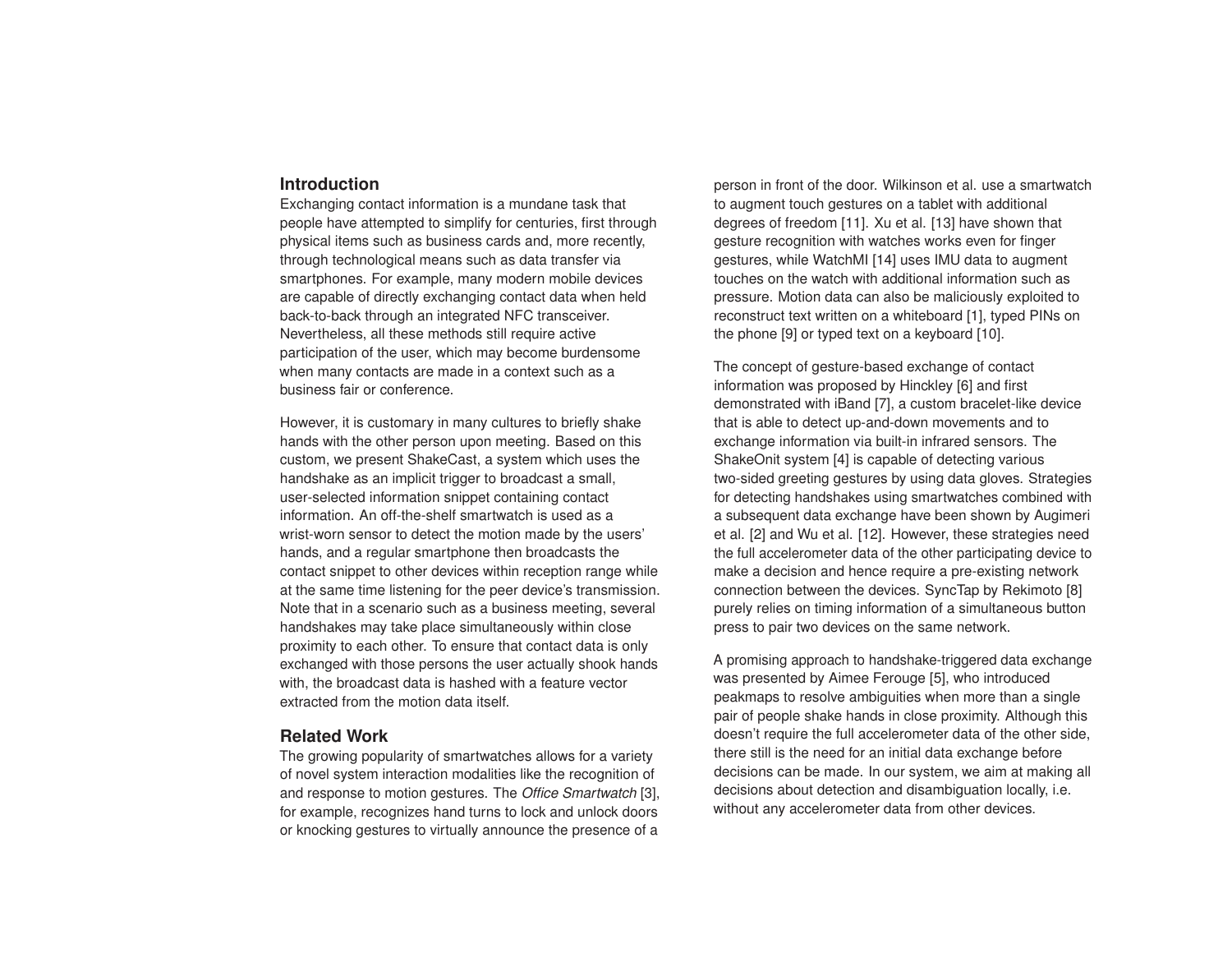## Introduction

Exchanging contact information is a mundane task that people have attempted to simplify for centuries, first through physical items such as business cards and, more recently, through technological means such as data transfer via smartphones. For example, many modern mobile devices are capable of directly exchanging contact data when held back-to-back through an integrated NFC transceiver. Nevertheless, all these methods still require active participation of the user, which may become burdensome when many contacts are made in a context such as a business fair or conference.

However, it is customary in many cultures to briefly shake hands with the other person upon meeting. Based on this custom, we present ShakeCast, a system which uses the handshake as an implicit trigger to broadcast a small, user-selected information snippet containing contact information. An off-the-shelf smartwatch is used as a wrist-worn sensor to detect the motion made by the users' hands, and a regular smartphone then broadcasts the contact snippet to other devices within reception range while at the same time listening for the peer device's transmission. Note that in a scenario such as a business meeting, several handshakes may take place simultaneously within close proximity to each other. To ensure that contact data is only exchanged with those persons the user actually shook hands with, the broadcast data is hashed with a feature vector extracted from the motion data itself.

## Related Work

The growing popularity of smartwatches allows for a variety of novel system interaction modalities like the recognition of and response to motion gestures. The *Office Smartwatch* [3], for example, recognizes hand turns to lock and unlock doors or knocking gestures to virtually announce the presence of a person in front of the door. Wilkinson et al. use a smartwatch to augment touch gestures on a tablet with additional degrees of freedom [11]. Xu et al. [13] have shown that gesture recognition with watches works even for finger gestures, while WatchMI [14] uses IMU data to augment touches on the watch with additional information such as pressure. Motion data can also be maliciously exploited to reconstruct text written on a whiteboard [1], typed PINs on the phone [9] or typed text on a keyboard [10].

The concept of gesture-based exchange of contact information was proposed by Hinckley [6] and first demonstrated with iBand [7], a custom bracelet-like device that is able to detect up-and-down movements and to exchange information via built-in infrared sensors. The ShakeOnit system [4] is capable of detecting various two-sided greeting gestures by using data gloves. Strategies for detecting handshakes using smartwatches combined with a subsequent data exchange have been shown by Augimeri et al. [2] and Wu et al. [12]. However, these strategies need the full accelerometer data of the other participating device to make a decision and hence require a pre-existing network connection between the devices. SyncTap by Rekimoto [8] purely relies on timing information of a simultaneous button press to pair two devices on the same network.

A promising approach to handshake-triggered data exchange was presented by Aimee Ferouge [5], who introduced peakmaps to resolve ambiguities when more than a single pair of people shake hands in close proximity. Although this doesn't require the full accelerometer data of the other side, there still is the need for an initial data exchange before decisions can be made. In our system, we aim at making all decisions about detection and disambiguation locally, i.e. without any accelerometer data from other devices.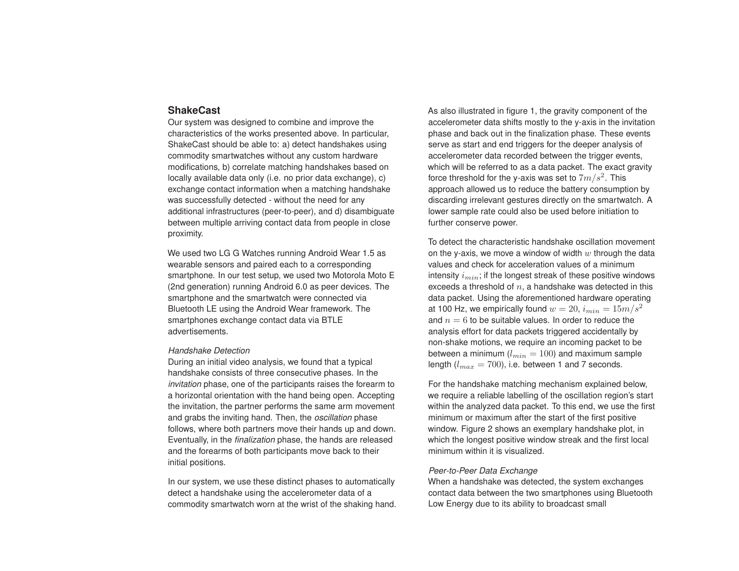## ShakeCast

Our system was designed to combine and improve the characteristics of the works presented above. In particular, ShakeCast should be able to: a) detect handshakes using commodity smartwatches without any custom hardware modifications, b) correlate matching handshakes based on locally available data only (i.e. no prior data exchange), c) exchange contact information when a matching handshake was successfully detected - without the need for any additional infrastructures (peer-to-peer), and d) disambiguate between multiple arriving contact data from people in close proximity.

We used two LG G Watches running Android Wear 1.5 as wearable sensors and paired each to a corresponding smartphone. In our test setup, we used two Motorola Moto E (2nd generation) running Android 6.0 as peer devices. The smartphone and the smartwatch were connected via Bluetooth LE using the Android Wear framework. The smartphones exchange contact data via BTLE advertisements.

### *Handshake Detection*

During an initial video analysis, we found that a typical handshake consists of three consecutive phases. In the *invitation* phase, one of the participants raises the forearm to a horizontal orientation with the hand being open. Accepting the invitation, the partner performs the same arm movement and grabs the inviting hand. Then, the *oscillation* phase follows, where both partners move their hands up and down. Eventually, in the *finalization* phase, the hands are released and the forearms of both participants move back to their initial positions.

In our system, we use these distinct phases to automatically detect a handshake using the accelerometer data of a commodity smartwatch worn at the wrist of the shaking hand.

As also illustrated in figure 1, the gravity component of the accelerometer data shifts mostly to the y-axis in the invitation phase and back out in the finalization phase. These events serve as start and end triggers for the deeper analysis of accelerometer data recorded between the trigger events, which will be referred to as a data packet. The exact gravity force threshold for the y-axis was set to $7m/s^2$. This approach allowed us to reduce the battery consumption by discarding irrelevant gestures directly on the smartwatch. A lower sample rate could also be used before initiation to further conserve power.

To detect the characteristic handshake oscillation movement on the y-axis, we move a window of width $w$ through the data values and check for acceleration values of a minimum intensity $i_{min}$; if the longest streak of these positive windows exceeds a threshold of $n$, a handshake was detected in this data packet. Using the aforementioned hardware operating at 100 Hz, we empirically found $w = 20$, $i_{min} = 15m/s^2$ and $n = 6$ to be suitable values. In order to reduce the analysis effort for data packets triggered accidentally by non-shake motions, we require an incoming packet to be between a minimum ($l_{min} = 100$) and maximum sample length ($l_{max} = 700$), i.e. between 1 and 7 seconds.

For the handshake matching mechanism explained below, we require a reliable labelling of the oscillation region's start within the analyzed data packet. To this end, we use the first minimum or maximum after the start of the first positive window. Figure 2 shows an exemplary handshake plot, in which the longest positive window streak and the first local minimum within it is visualized.

### *Peer-to-Peer Data Exchange*

When a handshake was detected, the system exchanges contact data between the two smartphones using Bluetooth Low Energy due to its ability to broadcast small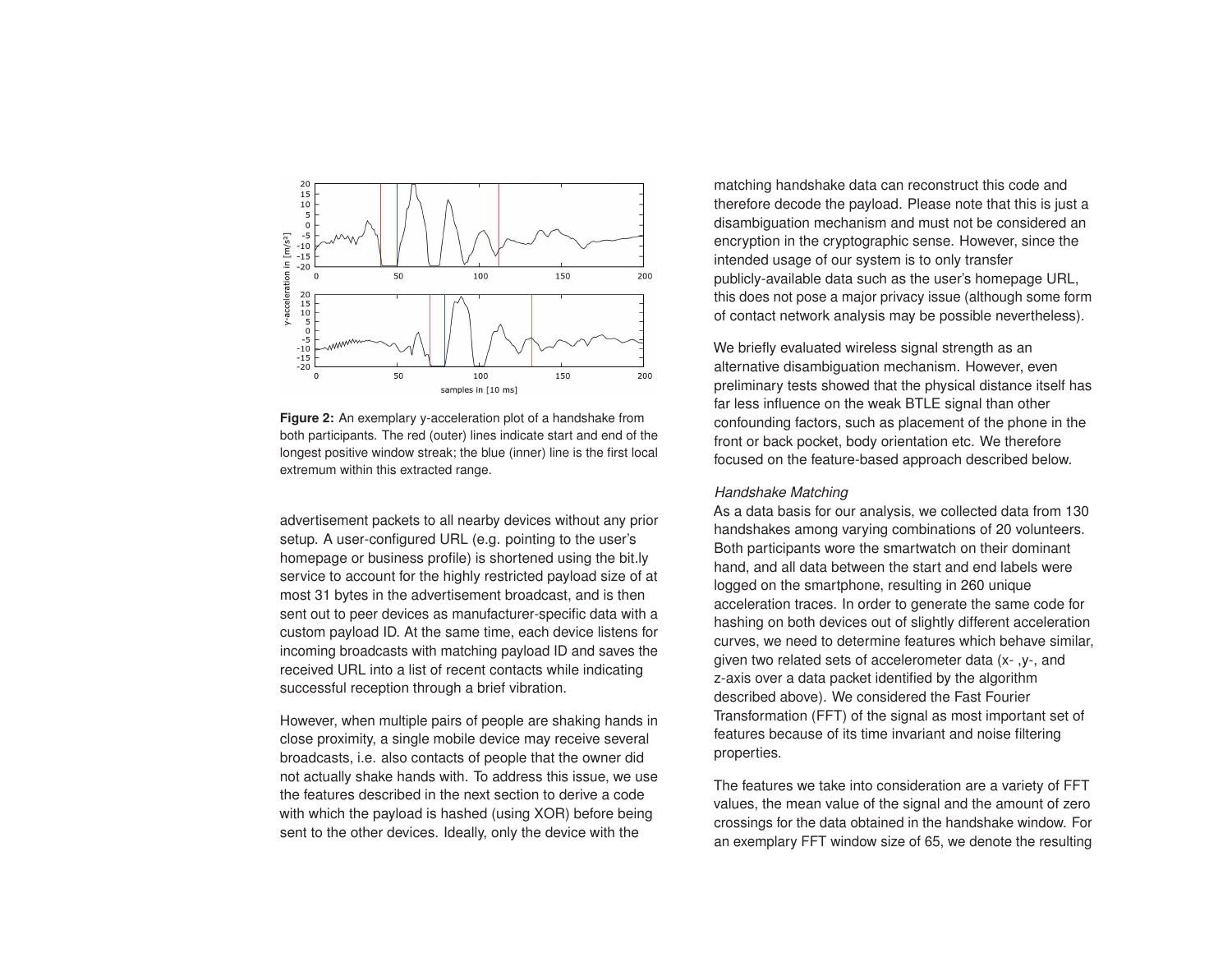**Figure 2:** An exemplary y-acceleration plot of a handshake from both participants. The red (outer) lines indicate start and end of the longest positive window streak; the blue (inner) line is the first local extremum within this extracted range.

advertisement packets to all nearby devices without any prior setup. A user-configured URL (e.g. pointing to the user's homepage or business profile) is shortened using the bit.ly service to account for the highly restricted payload size of at most 31 bytes in the advertisement broadcast, and is then sent out to peer devices as manufacturer-specific data with a custom payload ID. At the same time, each device listens for incoming broadcasts with matching payload ID and saves the received URL into a list of recent contacts while indicating successful reception through a brief vibration.

However, when multiple pairs of people are shaking hands in close proximity, a single mobile device may receive several broadcasts, i.e. also contacts of people that the owner did not actually shake hands with. To address this issue, we use the features described in the next section to derive a code with which the payload is hashed (using XOR) before being sent to the other devices. Ideally, only the device with the matching handshake data can reconstruct this code and therefore decode the payload. Please note that this is just a disambiguation mechanism and must not be considered an encryption in the cryptographic sense. However, since the intended usage of our system is to only transfer publicly-available data such as the user's homepage URL, this does not pose a major privacy issue (although some form of contact network analysis may be possible nevertheless).

We briefly evaluated wireless signal strength as an alternative disambiguation mechanism. However, even preliminary tests showed that the physical distance itself has far less influence on the weak BTLE signal than other confounding factors, such as placement of the phone in the front or back pocket, body orientation etc. We therefore focused on the feature-based approach described below.

*Handshake Matching*

As a data basis for our analysis, we collected data from 130 handshakes among varying combinations of 20 volunteers. Both participants wore the smartwatch on their dominant hand, and all data between the start and end labels were logged on the smartphone, resulting in 260 unique acceleration traces. In order to generate the same code for hashing on both devices out of slightly different acceleration curves, we need to determine features which behave similar, given two related sets of accelerometer data (x- ,y-, and z-axis over a data packet identified by the algorithm described above). We considered the Fast Fourier Transformation (FFT) of the signal as most important set of features because of its time invariant and noise filtering properties.

The features we take into consideration are a variety of FFT values, the mean value of the signal and the amount of zero crossings for the data obtained in the handshake window. For an exemplary FFT window size of 65, we denote the resulting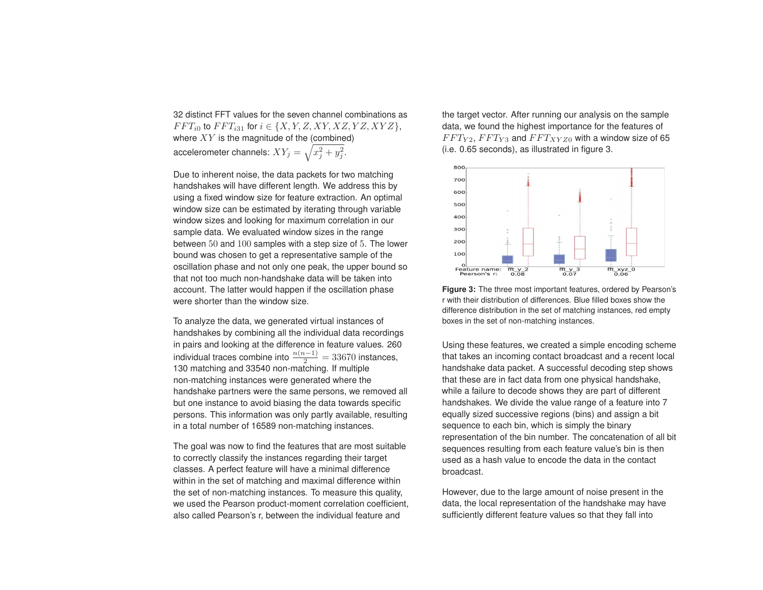32 distinct FFT values for the seven channel combinations as $FFT_{i0}$ to $FFT_{i31}$ for $i \in \{X, Y, Z, XY, XZ, YZ, XYZ\}$, where $XY$ is the magnitude of the (combined) accelerometer channels: $XY_j = \sqrt{x_j^2 + y_j^2}$.

Due to inherent noise, the data packets for two matching handshakes will have different length. We address this by using a fixed window size for feature extraction. An optimal window size can be estimated by iterating through variable window sizes and looking for maximum correlation in our sample data. We evaluated window sizes in the range between $50$ and $100$ samples with a step size of $5$. The lower bound was chosen to get a representative sample of the oscillation phase and not only one peak, the upper bound so that not too much non-handshake data will be taken into account. The latter would happen if the oscillation phase were shorter than the window size.

To analyze the data, we generated virtual instances of handshakes by combining all the individual data recordings in pairs and looking at the difference in feature values. 260 individual traces combine into $\frac{n(n-1)}{2} = 33670$ instances, 130 matching and 33540 non-matching. If multiple non-matching instances were generated where the handshake partners were the same persons, we removed all but one instance to avoid biasing the data towards specific persons. This information was only partly available, resulting in a total number of 16589 non-matching instances.

The goal was now to find the features that are most suitable to correctly classify the instances regarding their target classes. A perfect feature will have a minimal difference within in the set of matching and maximal difference within the set of non-matching instances. To measure this quality, we used the Pearson product-moment correlation coefficient, also called Pearson's r, between the individual feature and the target vector. After running our analysis on the sample data, we found the highest importance for the features of $FFT_{Y2}$, $FFT_{Y3}$ and $FFT_{XYZ0}$ with a window size of 65 (i.e. 0.65 seconds), as illustrated in figure 3.

**Figure 3:** The three most important features, ordered by Pearson's r with their distribution of differences. Blue filled boxes show the difference distribution in the set of matching instances, red empty boxes in the set of non-matching instances.

Using these features, we created a simple encoding scheme that takes an incoming contact broadcast and a recent local handshake data packet. A successful decoding step shows that these are in fact data from one physical handshake, while a failure to decode shows they are part of different handshakes. We divide the value range of a feature into 7 equally sized successive regions (bins) and assign a bit sequence to each bin, which is simply the binary representation of the bin number. The concatenation of all bit sequences resulting from each feature value's bin is then used as a hash value to encode the data in the contact broadcast.

However, due to the large amount of noise present in the data, the local representation of the handshake may have sufficiently different feature values so that they fall into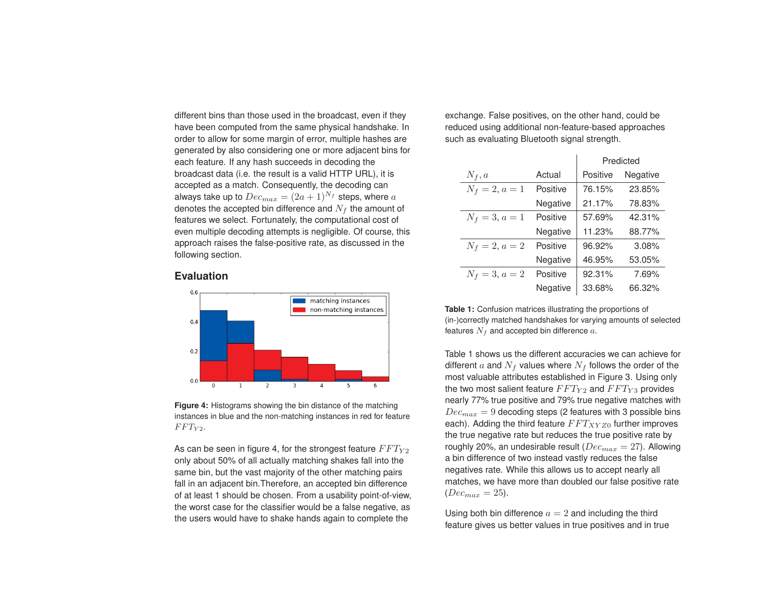different bins than those used in the broadcast, even if they have been computed from the same physical handshake. In order to allow for some margin of error, multiple hashes are generated by also considering one or more adjacent bins for each feature. If any hash succeeds in decoding the broadcast data (i.e. the result is a valid HTTP URL), it is accepted as a match. Consequently, the decoding can always take up to $Dec_{max} = (2a+1)^{N_f}$ steps, where $a$ denotes the accepted bin difference and $N_f$ the amount of features we select. Fortunately, the computational cost of even multiple decoding attempts is negligible. Of course, this approach raises the false-positive rate, as discussed in the following section.

## Evaluation

**Figure 4:** Histograms showing the bin distance of the matching instances in blue and the non-matching instances in red for feature $FFT_{Y2}$.

As can be seen in figure 4, for the strongest feature $FFT_{Y2}$ only about 50% of all actually matching shakes fall into the same bin, but the vast majority of the other matching pairs fall in an adjacent bin.Therefore, an accepted bin difference of at least 1 should be chosen. From a usability point-of-view, the worst case for the classifier would be a false negative, as the users would have to shake hands again to complete the exchange. False positives, on the other hand, could be reduced using additional non-feature-based approaches such as evaluating Bluetooth signal strength.

| | | Predicted | |
|---|---|---|---|
| $N_f, a$ | Actual | Positive | Negative |
| $N_f = 2, a = 1$ | Positive | 76.15% | 23.85% |
| | Negative | 21.17% | 78.83% |
| $N_f = 3, a = 1$ | Positive | 57.69% | 42.31% |
| | Negative | 11.23% | 88.77% |
| $N_f = 2, a = 2$ | Positive | 96.92% | 3.08% |
| | Negative | 46.95% | 53.05% |
| $N_f = 3, a = 2$ | Positive | 92.31% | 7.69% |
| | Negative | 33.68% | 66.32% |

**Table 1:** Confusion matrices illustrating the proportions of (in-)correctly matched handshakes for varying amounts of selected features $N_f$ and accepted bin difference $a$.

Table 1 shows us the different accuracies we can achieve for different $a$ and $N_f$ values where $N_f$ follows the order of the most valuable attributes established in Figure 3. Using only the two most salient feature $FFT_{Y2}$ and $FFT_{Y3}$ provides nearly 77% true positive and 79% true negative matches with $Dec_{max} = 9$ decoding steps (2 features with 3 possible bins each). Adding the third feature $FFT_{XYZ0}$ further improves the true negative rate but reduces the true positive rate by roughly 20%, an undesirable result ($Dec_{max} = 27$). Allowing a bin difference of two instead vastly reduces the false negatives rate. While this allows us to accept nearly all matches, we have more than doubled our false positive rate ($Dec_{max} = 25$).

Using both bin difference $a = 2$ and including the third feature gives us better values in true positives and in true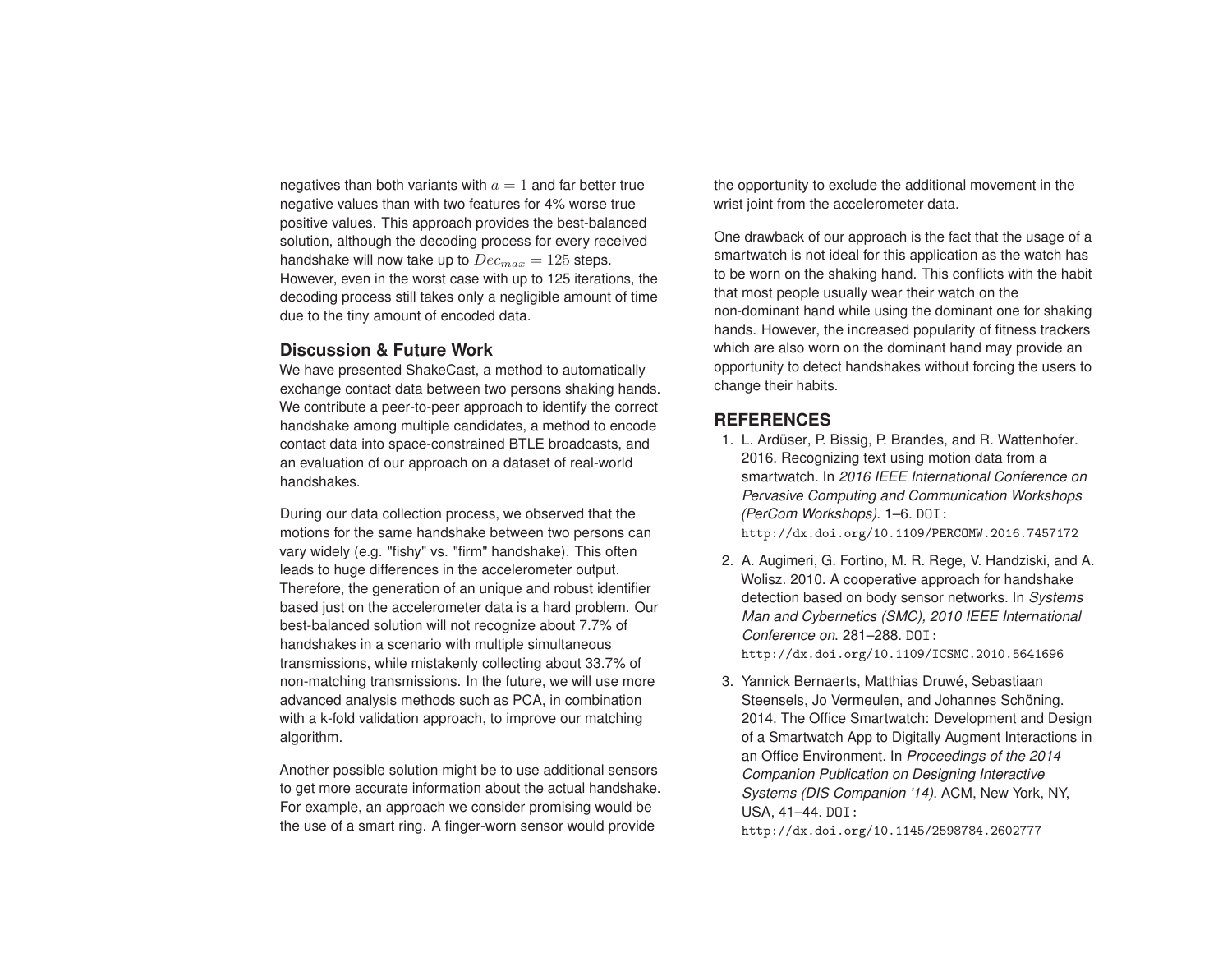negatives than both variants with $a = 1$ and far better true negative values than with two features for 4% worse true positive values. This approach provides the best-balanced solution, although the decoding process for every received handshake will now take up to $Dec_{max} = 125$ steps. However, even in the worst case with up to 125 iterations, the decoding process still takes only a negligible amount of time due to the tiny amount of encoded data.

## Discussion & Future Work

We have presented ShakeCast, a method to automatically exchange contact data between two persons shaking hands. We contribute a peer-to-peer approach to identify the correct handshake among multiple candidates, a method to encode contact data into space-constrained BTLE broadcasts, and an evaluation of our approach on a dataset of real-world handshakes.

During our data collection process, we observed that the motions for the same handshake between two persons can vary widely (e.g. "fishy" vs. "firm" handshake). This often leads to huge differences in the accelerometer output. Therefore, the generation of an unique and robust identifier based just on the accelerometer data is a hard problem. Our best-balanced solution will not recognize about 7.7% of handshakes in a scenario with multiple simultaneous transmissions, while mistakenly collecting about 33.7% of non-matching transmissions. In the future, we will use more advanced analysis methods such as PCA, in combination with a k-fold validation approach, to improve our matching algorithm.

Another possible solution might be to use additional sensors to get more accurate information about the actual handshake. For example, an approach we consider promising would be the use of a smart ring. A finger-worn sensor would provide the opportunity to exclude the additional movement in the wrist joint from the accelerometer data.

One drawback of our approach is the fact that the usage of a smartwatch is not ideal for this application as the watch has to be worn on the shaking hand. This conflicts with the habit that most people usually wear their watch on the non-dominant hand while using the dominant one for shaking hands. However, the increased popularity of fitness trackers which are also worn on the dominant hand may provide an opportunity to detect handshakes without forcing the users to change their habits.

## REFERENCES

1. L. Ardüser, P. Bissig, P. Brandes, and R. Wattenhofer. 2016. Recognizing text using motion data from a smartwatch. In *2016 IEEE International Conference on Pervasive Computing and Communication Workshops (PerCom Workshops)*. 1–6. DOI: http://dx.doi.org/10.1109/PERCOMW.2016.7457172
2. A. Augimeri, G. Fortino, M. R. Rege, V. Handziski, and A. Wolisz. 2010. A cooperative approach for handshake detection based on body sensor networks. In *Systems Man and Cybernetics (SMC), 2010 IEEE International Conference on*. 281–288. DOI: http://dx.doi.org/10.1109/ICSMC.2010.5641696
3. Yannick Bernaerts, Matthias Druwé, Sebastiaan Steensels, Jo Vermeulen, and Johannes Schöning. 2014. The Office Smartwatch: Development and Design of a Smartwatch App to Digitally Augment Interactions in an Office Environment. In *Proceedings of the 2014 Companion Publication on Designing Interactive Systems (DIS Companion '14)*. ACM, New York, NY, USA, 41–44. DOI: http://dx.doi.org/10.1145/2598784.2602777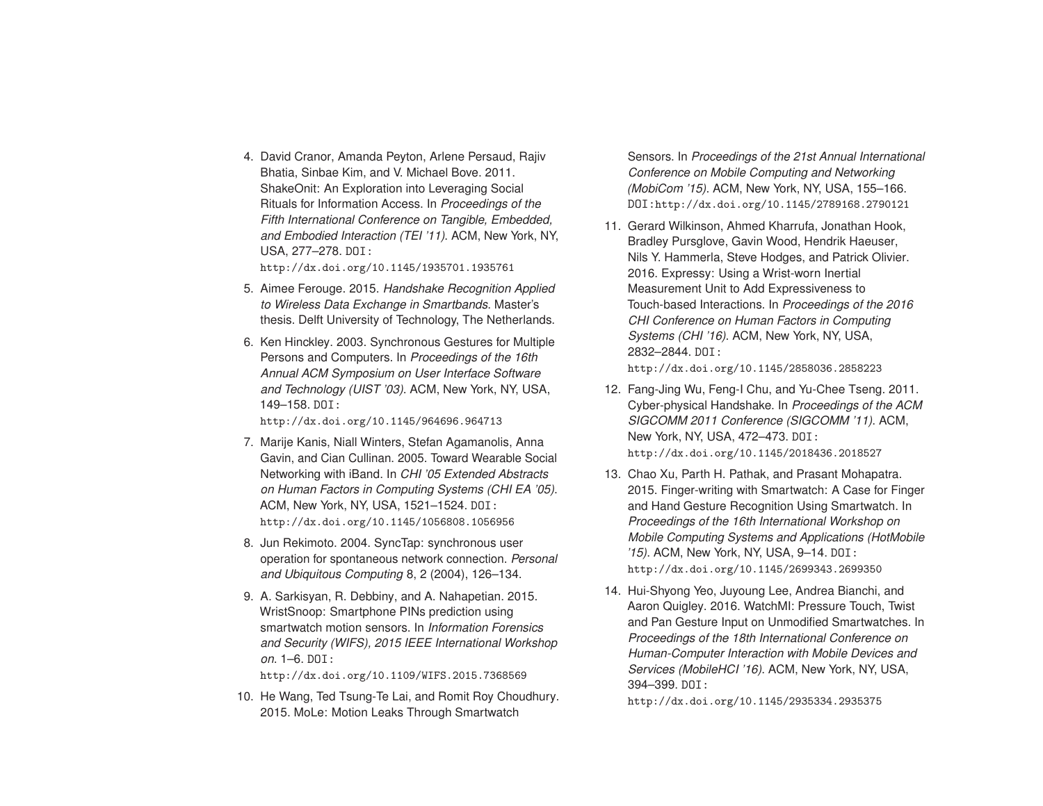4. David Cranor, Amanda Peyton, Arlene Persaud, Rajiv Bhatia, Sinbae Kim, and V. Michael Bove. 2011. ShakeOnit: An Exploration into Leveraging Social Rituals for Information Access. In *Proceedings of the Fifth International Conference on Tangible, Embedded, and Embodied Interaction (TEI '11)*. ACM, New York, NY, USA, 277–278. DOI: http://dx.doi.org/10.1145/1935701.1935761

5. Aimee Ferouge. 2015. *Handshake Recognition Applied to Wireless Data Exchange in Smartbands*. Master's thesis. Delft University of Technology, The Netherlands.

6. Ken Hinckley. 2003. Synchronous Gestures for Multiple Persons and Computers. In *Proceedings of the 16th Annual ACM Symposium on User Interface Software and Technology (UIST '03)*. ACM, New York, NY, USA, 149–158. DOI: http://dx.doi.org/10.1145/964696.964713

7. Marije Kanis, Niall Winters, Stefan Agamanolis, Anna Gavin, and Cian Cullinan. 2005. Toward Wearable Social Networking with iBand. In *CHI '05 Extended Abstracts on Human Factors in Computing Systems (CHI EA '05)*. ACM, New York, NY, USA, 1521–1524. DOI: http://dx.doi.org/10.1145/1056808.1056956

8. Jun Rekimoto. 2004. SyncTap: synchronous user operation for spontaneous network connection. *Personal and Ubiquitous Computing* 8, 2 (2004), 126–134.

9. A. Sarkisyan, R. Debbiny, and A. Nahapetian. 2015. WristSnoop: Smartphone PINs prediction using smartwatch motion sensors. In *Information Forensics and Security (WIFS), 2015 IEEE International Workshop on*. 1–6. DOI: http://dx.doi.org/10.1109/WIFS.2015.7368569

10. He Wang, Ted Tsung-Te Lai, and Romit Roy Choudhury. 2015. MoLe: Motion Leaks Through Smartwatch Sensors. In *Proceedings of the 21st Annual International Conference on Mobile Computing and Networking (MobiCom '15)*. ACM, New York, NY, USA, 155–166. DOI: http://dx.doi.org/10.1145/2789168.2790121

11. Gerard Wilkinson, Ahmed Kharrufa, Jonathan Hook, Bradley Pursglove, Gavin Wood, Hendrik Haeuser, Nils Y. Hammerla, Steve Hodges, and Patrick Olivier. 2016. Expressy: Using a Wrist-worn Inertial Measurement Unit to Add Expressiveness to Touch-based Interactions. In *Proceedings of the 2016 CHI Conference on Human Factors in Computing Systems (CHI '16)*. ACM, New York, NY, USA, 2832–2844. DOI: http://dx.doi.org/10.1145/2858036.2858223

12. Fang-Jing Wu, Feng-I Chu, and Yu-Chee Tseng. 2011. Cyber-physical Handshake. In *Proceedings of the ACM SIGCOMM 2011 Conference (SIGCOMM '11)*. ACM, New York, NY, USA, 472–473. DOI: http://dx.doi.org/10.1145/2018436.2018527

13. Chao Xu, Parth H. Pathak, and Prasant Mohapatra. 2015. Finger-writing with Smartwatch: A Case for Finger and Hand Gesture Recognition Using Smartwatch. In *Proceedings of the 16th International Workshop on Mobile Computing Systems and Applications (HotMobile '15)*. ACM, New York, NY, USA, 9–14. DOI: http://dx.doi.org/10.1145/2699343.2699350

14. Hui-Shyong Yeo, Juyoung Lee, Andrea Bianchi, and Aaron Quigley. 2016. WatchMI: Pressure Touch, Twist and Pan Gesture Input on Unmodified Smartwatches. In *Proceedings of the 18th International Conference on Human-Computer Interaction with Mobile Devices and Services (MobileHCI '16)*. ACM, New York, NY, USA, 394–399. DOI: http://dx.doi.org/10.1145/2935334.2935375